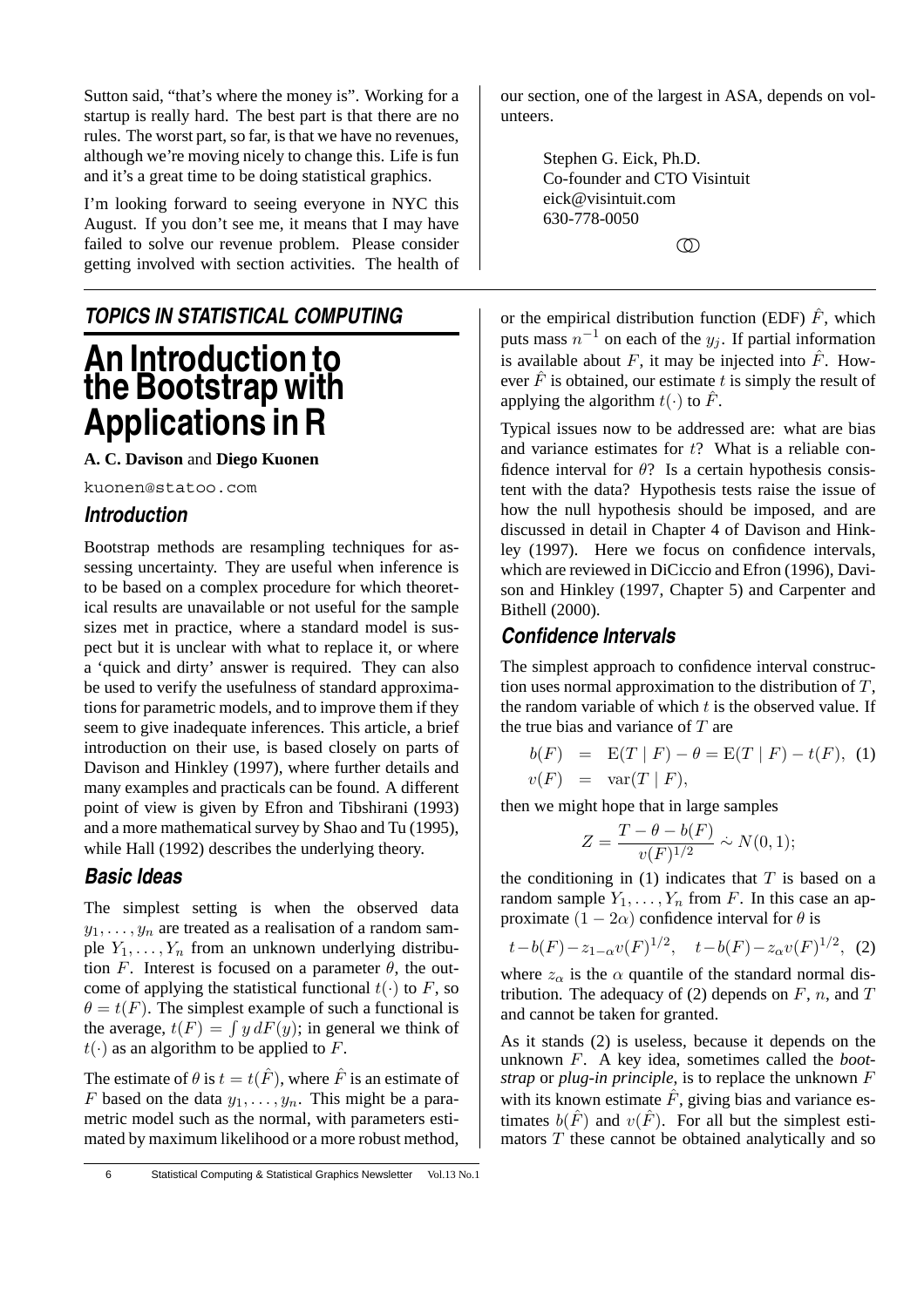Sutton said, "that's where the money is". Working for a startup is really hard. The best part is that there are no rules. The worst part, so far, is that we have no revenues, although we're moving nicely to change this. Life is fun and it's a great time to be doing statistical graphics.

I'm looking forward to seeing everyone in NYC this August. If you don't see me, it means that I may have failed to solve our revenue problem. Please consider getting involved with section activities. The health of our section, one of the largest in ASA, depends on volunteers.

Stephen G. Eick, Ph.D.  
Co-founder and CTO Visintuit  
eick@visintuit.com  
630-778-0050

---

**TOPICS IN STATISTICAL COMPUTING**

# An Introduction to the Bootstrap with Applications in R

**A. C. Davison** and **Diego Kuonen**

kuonen@statoo.com

## Introduction

Bootstrap methods are resampling techniques for assessing uncertainty. They are useful when inference is to be based on a complex procedure for which theoretical results are unavailable or not useful for the sample sizes met in practice, where a standard model is suspect but it is unclear with what to replace it, or where a 'quick and dirty' answer is required. They can also be used to verify the usefulness of standard approximations for parametric models, and to improve them if they seem to give inadequate inferences. This article, a brief introduction on their use, is based closely on parts of Davison and Hinkley (1997), where further details and many examples and practicals can be found. A different point of view is given by Efron and Tibshirani (1993) and a more mathematical survey by Shao and Tu (1995), while Hall (1992) describes the underlying theory.

## Basic Ideas

The simplest setting is when the observed data $y_1, \ldots, y_n$ are treated as a realisation of a random sample $Y_1, \ldots, Y_n$ from an unknown underlying distribution $F$. Interest is focused on a parameter $\theta$, the outcome of applying the statistical functional $t(\cdot)$ to $F$, so $\theta = t(F)$. The simplest example of such a functional is the average, $t(F) = \int y \, dF(y)$; in general we think of $t(\cdot)$ as an algorithm to be applied to $F$.

The estimate of $\theta$ is $t = t(\hat{F})$, where $\hat{F}$ is an estimate of $F$ based on the data $y_1, \ldots, y_n$. This might be a parametric model such as the normal, with parameters estimated by maximum likelihood or a more robust method, or the empirical distribution function (EDF) $\hat{F}$, which puts mass $n^{-1}$ on each of the $y_j$. If partial information is available about $F$, it may be injected into $\hat{F}$. However $\hat{F}$ is obtained, our estimate $t$ is simply the result of applying the algorithm $t(\cdot)$ to $\hat{F}$.

Typical issues now to be addressed are: what are bias and variance estimates for $t$? What is a reliable confidence interval for $\theta$? Is a certain hypothesis consistent with the data? Hypothesis tests raise the issue of how the null hypothesis should be imposed, and are discussed in detail in Chapter 4 of Davison and Hinkley (1997). Here we focus on confidence intervals, which are reviewed in DiCiccio and Efron (1996), Davison and Hinkley (1997, Chapter 5) and Carpenter and Bithell (2000).

## Confidence Intervals

The simplest approach to confidence interval construction uses normal approximation to the distribution of $T$, the random variable of which $t$ is the observed value. If the true bias and variance of $T$ are

$$
\begin{aligned}
b(F) &= \mathrm{E}(T \mid F) - \theta = \mathrm{E}(T \mid F) - t(F), \quad (1)\\
v(F) &= \mathrm{var}(T \mid F),
\end{aligned}
$$

then we might hope that in large samples

$$
Z = \frac{T - \theta - b(F)}{v(F)^{1/2}} \,\dot{\sim}\, N(0,1);
$$

the conditioning in (1) indicates that $T$ is based on a random sample $Y_1, \ldots, Y_n$ from $F$. In this case an approximate $(1 - 2\alpha)$ confidence interval for $\theta$ is

$$
t - b(F) - z_{1-\alpha} v(F)^{1/2}, \quad t - b(F) - z_{\alpha} v(F)^{1/2}, \quad (2)
$$

where $z_\alpha$ is the $\alpha$ quantile of the standard normal distribution. The adequacy of (2) depends on $F$, $n$, and $T$ and cannot be taken for granted.

As it stands (2) is useless, because it depends on the unknown $F$. A key idea, sometimes called the *bootstrap* or *plug-in principle*, is to replace the unknown $F$ with its known estimate $\hat{F}$, giving bias and variance estimates $b(\hat{F})$ and $v(\hat{F})$. For all but the simplest estimators $T$ these cannot be obtained analytically and so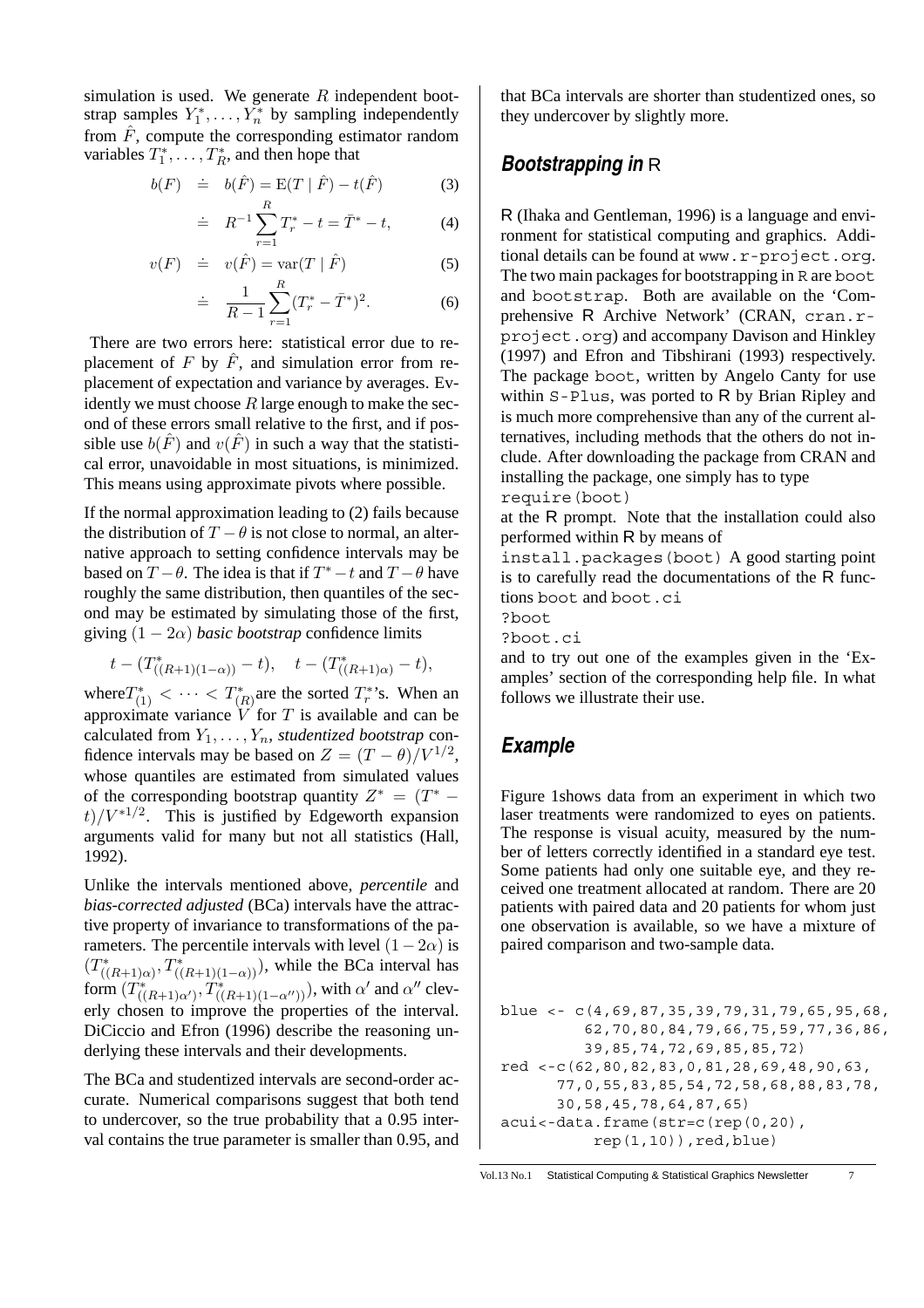simulation is used. We generate $R$ independent bootstrap samples $Y_1^*, \ldots, Y_n^*$ by sampling independently from $\hat{F}$, compute the corresponding estimator random variables $T_1^*, \ldots, T_R^*$, and then hope that

$$b(F) \doteq b(\hat{F}) = \mathrm{E}(T \mid \hat{F}) - t(\hat{F}) \quad (3)$$

$$\doteq R^{-1} \sum_{r=1}^{R} T_r^* - t = \bar{T}^* - t, \quad (4)$$

$$v(F) \doteq v(\hat{F}) = \mathrm{var}(T \mid \hat{F}) \quad (5)$$

$$\doteq \frac{1}{R-1} \sum_{r=1}^{R} (T_r^* - \bar{T}^*)^2. \quad (6)$$

There are two errors here: statistical error due to replacement of $F$ by $\hat{F}$, and simulation error from replacement of expectation and variance by averages. Evidently we must choose $R$ large enough to make the second of these errors small relative to the first, and if possible use $b(\hat{F})$ and $v(\hat{F})$ in such a way that the statistical error, unavoidable in most situations, is minimized. This means using approximate pivots where possible.

If the normal approximation leading to (2) fails because the distribution of $T - \theta$ is not close to normal, an alternative approach to setting confidence intervals may be based on $T - \theta$. The idea is that if $T^* - t$ and $T - \theta$ have roughly the same distribution, then quantiles of the second may be estimated by simulating those of the first, giving $(1 - 2\alpha)$ *basic bootstrap* confidence limits

$$t - (T^*_{((R+1)(1-\alpha))} - t), \quad t - (T^*_{((R+1)\alpha)} - t),$$

where $T^*_{(1)} < \cdots < T^*_{(R)}$ are the sorted $T_r^*$'s. When an approximate variance $V$ for $T$ is available and can be calculated from $Y_1, \ldots, Y_n$, *studentized bootstrap* confidence intervals may be based on $Z = (T - \theta)/V^{1/2}$, whose quantiles are estimated from simulated values of the corresponding bootstrap quantity $Z^* = (T^* - t)/V^{*1/2}$. This is justified by Edgeworth expansion arguments valid for many but not all statistics (Hall, 1992).

Unlike the intervals mentioned above, *percentile* and *bias-corrected adjusted* (BCa) intervals have the attractive property of invariance to transformations of the parameters. The percentile intervals with level $(1 - 2\alpha)$ is $(T^*_{((R+1)\alpha)}, T^*_{((R+1)(1-\alpha))})$, while the BCa interval has form $(T^*_{((R+1)\alpha')}, T^*_{((R+1)(1-\alpha''))})$, with $\alpha'$ and $\alpha''$ cleverly chosen to improve the properties of the interval. DiCiccio and Efron (1996) describe the reasoning underlying these intervals and their developments.

The BCa and studentized intervals are second-order accurate. Numerical comparisons suggest that both tend to undercover, so the true probability that a 0.95 interval contains the true parameter is smaller than 0.95, and that BCa intervals are shorter than studentized ones, so they undercover by slightly more.

## Bootstrapping in R

R (Ihaka and Gentleman, 1996) is a language and environment for statistical computing and graphics. Additional details can be found at `www.r-project.org`. The two main packages for bootstrapping in R are `boot` and `bootstrap`. Both are available on the 'Comprehensive R Archive Network' (CRAN, `cran.r-project.org`) and accompany Davison and Hinkley (1997) and Efron and Tibshirani (1993) respectively. The package `boot`, written by Angelo Canty for use within `S-Plus`, was ported to R by Brian Ripley and is much more comprehensive than any of the current alternatives, including methods that the others do not include. After downloading the package from CRAN and installing the package, one simply has to type

`require(boot)`

at the R prompt. Note that the installation could also performed within R by means of

`install.packages(boot)` A good starting point is to carefully read the documentations of the R functions `boot` and `boot.ci`

```
?boot
?boot.ci
```

and to try out one of the examples given in the 'Examples' section of the corresponding help file. In what follows we illustrate their use.

## Example

Figure 1shows data from an experiment in which two laser treatments were randomized to eyes on patients. The response is visual acuity, measured by the number of letters correctly identified in a standard eye test. Some patients had only one suitable eye, and they received one treatment allocated at random. There are 20 patients with paired data and 20 patients for whom just one observation is available, so we have a mixture of paired comparison and two-sample data.

```
blue <- c(4,69,87,35,39,79,31,79,65,95,68,
         62,70,80,84,79,66,75,59,77,36,86,
         39,85,74,72,69,85,85,72)
red <-c(62,80,82,83,0,81,28,69,48,90,63,
      77,0,55,83,85,54,72,58,68,88,83,78,
      30,58,45,78,64,87,65)
acui<-data.frame(str=c(rep(0,20),
          rep(1,10)),red,blue)
```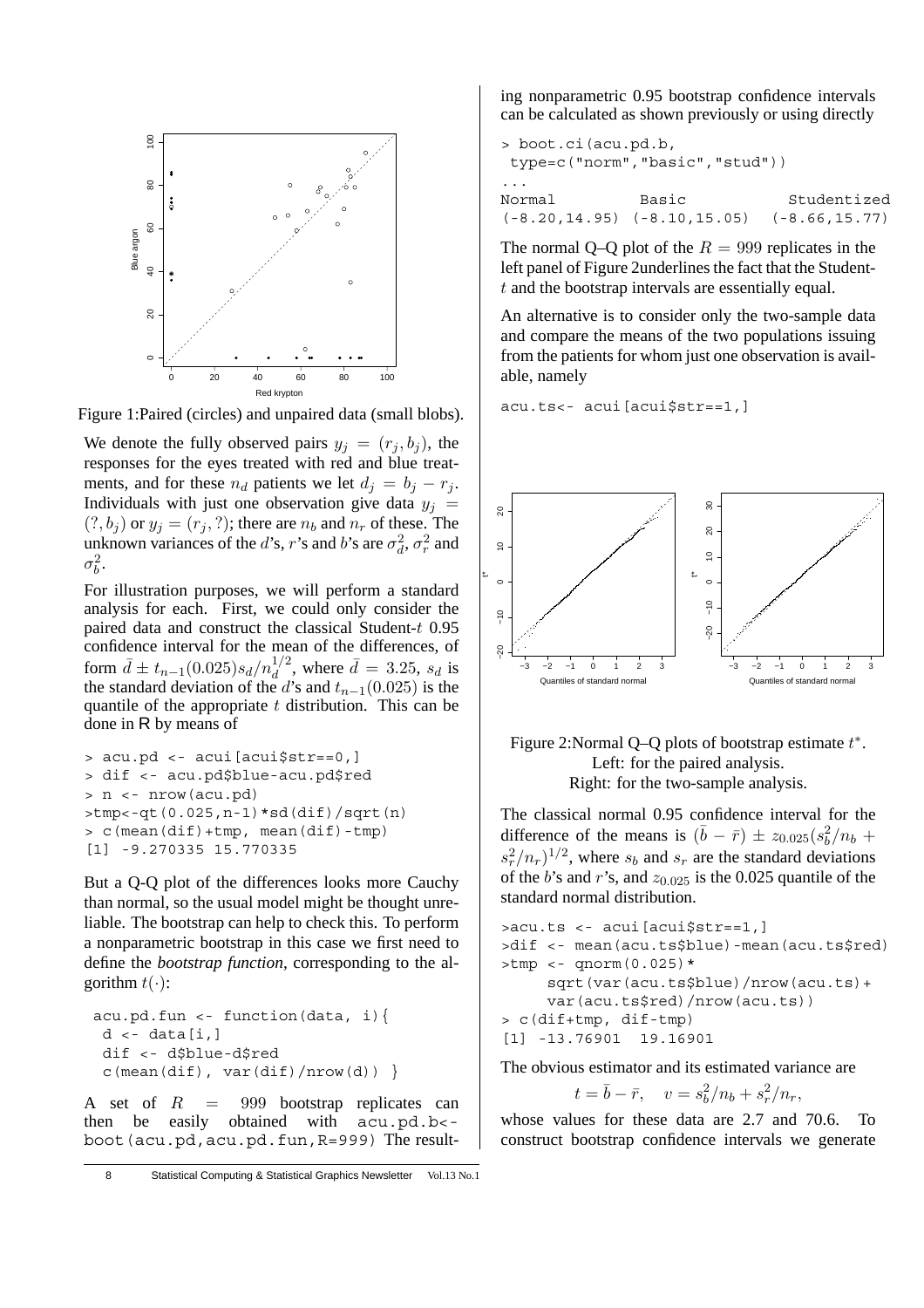Figure 1: Paired (circles) and unpaired data (small blobs).

We denote the fully observed pairs $y_j = (r_j, b_j)$, the responses for the eyes treated with red and blue treatments, and for these $n_d$ patients we let $d_j = b_j - r_j$. Individuals with just one observation give data $y_j = (?, b_j)$ or $y_j = (r_j, ?)$; there are $n_b$ and $n_r$ of these. The unknown variances of the $d$'s, $r$'s and $b$'s are $\sigma_d^2$, $\sigma_r^2$ and $\sigma_b^2$.

For illustration purposes, we will perform a standard analysis for each. First, we could only consider the paired data and construct the classical Student-$t$ 0.95 confidence interval for the mean of the differences, of form $\bar{d} \pm t_{n-1}(0.025) s_d / n_d^{1/2}$, where $\bar{d} = 3.25$, $s_d$ is the standard deviation of the $d$'s and $t_{n-1}(0.025)$ is the quantile of the appropriate $t$ distribution. This can be done in R by means of

```
> acu.pd <- acui[acui$str==0,]
> dif <- acu.pd$blue-acu.pd$red
> n <- nrow(acu.pd)
>tmp<-qt(0.025,n-1)*sd(dif)/sqrt(n)
> c(mean(dif)+tmp, mean(dif)-tmp)
[1] -9.270335 15.770335
```

But a Q-Q plot of the differences looks more Cauchy than normal, so the usual model might be thought unreliable. The bootstrap can help to check this. To perform a nonparametric bootstrap in this case we first need to define the *bootstrap function*, corresponding to the algorithm $t(\cdot)$:

```
acu.pd.fun <- function(data, i){
 d <- data[i,]
 dif <- d$blue-d$red
 c(mean(dif), var(dif)/nrow(d)) }
```

A set of $R = 999$ bootstrap replicates can then be easily obtained with `acu.pd.b<-boot(acu.pd,acu.pd.fun,R=999)` The resulting nonparametric 0.95 bootstrap confidence intervals can be calculated as shown previously or using directly

```
> boot.ci(acu.pd.b,
 type=c("norm","basic","stud"))
...
Normal           Basic            Studentized
(-8.20,14.95)  (-8.10,15.05)   (-8.66,15.77)
```

The normal Q–Q plot of the $R = 999$ replicates in the left panel of Figure 2underlines the fact that the Student-$t$ and the bootstrap intervals are essentially equal.

An alternative is to consider only the two-sample data and compare the means of the two populations issuing from the patients for whom just one observation is available, namely

```
acu.ts<- acui[acui$str==1,]
```

Figure 2: Normal Q–Q plots of bootstrap estimate $t^*$. Left: for the paired analysis. Right: for the two-sample analysis.

The classical normal 0.95 confidence interval for the difference of the means is $(\bar{b} - \bar{r}) \pm z_{0.025}(s_b^2/n_b + s_r^2/n_r)^{1/2}$, where $s_b$ and $s_r$ are the standard deviations of the $b$'s and $r$'s, and $z_{0.025}$ is the 0.025 quantile of the standard normal distribution.

```
>acu.ts <- acui[acui$str==1,]
>dif <- mean(acu.ts$blue)-mean(acu.ts$red)
>tmp <- qnorm(0.025)*
     sqrt(var(acu.ts$blue)/nrow(acu.ts)+
     var(acu.ts$red)/nrow(acu.ts))
> c(dif+tmp, dif-tmp)
[1] -13.76901  19.16901
```

The obvious estimator and its estimated variance are

$$t = \bar{b} - \bar{r}, \quad v = s_b^2/n_b + s_r^2/n_r,$$

whose values for these data are 2.7 and 70.6. To construct bootstrap confidence intervals we generate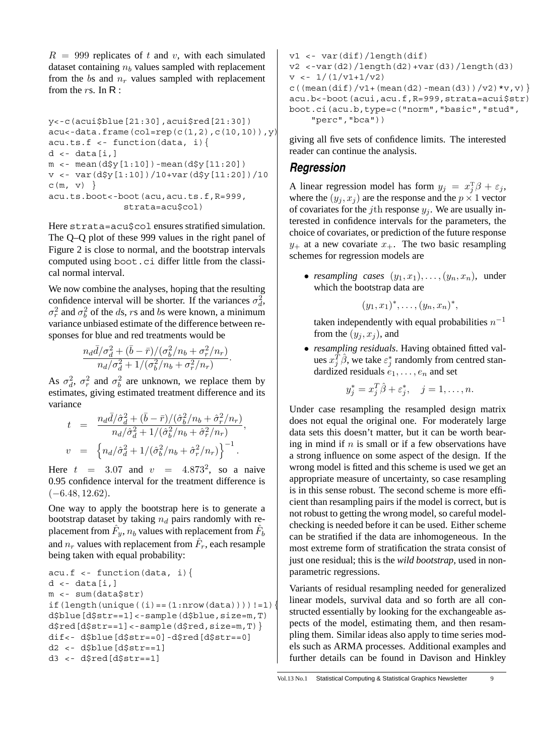$R = 999$ replicates of $t$ and $v$, with each simulated dataset containing $n_b$ values sampled with replacement from the $b$s and $n_r$ values sampled with replacement from the $r$s. In R :

```
y<-c(acui$blue[21:30],acui$red[21:30])
acu<-data.frame(col=rep(c(1,2),c(10,10)),y)
acu.ts.f <- function(data, i){
d <- data[i,]
m <- mean(d$y[1:10])-mean(d$y[11:20])
v <- var(d$y[1:10])/10+var(d$y[11:20])/10
c(m, v) }
acu.ts.boot<-boot(acu,acu.ts.f,R=999,
              strata=acu$col)
```

Here `strata=acu$col` ensures stratified simulation. The Q–Q plot of these 999 values in the right panel of Figure 2 is close to normal, and the bootstrap intervals computed using `boot.ci` differ little from the classical normal interval.

We now combine the analyses, hoping that the resulting confidence interval will be shorter. If the variances $\sigma_d^2$, $\sigma_r^2$ and $\sigma_b^2$ of the $d$s, $r$s and $b$s were known, a minimum variance unbiased estimate of the difference between responses for blue and red treatments would be

$$\frac{n_d\bar{d}/\sigma_d^2 + (\bar{b}-\bar{r})/(\sigma_b^2/n_b + \sigma_r^2/n_r)}{n_d/\sigma_d^2 + 1/(\sigma_b^2/n_b + \sigma_r^2/n_r)}.$$

As $\sigma_d^2$, $\sigma_r^2$ and $\sigma_b^2$ are unknown, we replace them by estimates, giving estimated treatment difference and its variance

$$t = \frac{n_d\bar{d}/\hat{\sigma}_d^2 + (\bar{b}-\bar{r})/(\hat{\sigma}_b^2/n_b + \hat{\sigma}_r^2/n_r)}{n_d/\hat{\sigma}_d^2 + 1/(\hat{\sigma}_b^2/n_b + \hat{\sigma}_r^2/n_r)},$$

$$v = \left\{n_d/\hat{\sigma}_d^2 + 1/(\hat{\sigma}_b^2/n_b + \hat{\sigma}_r^2/n_r)\right\}^{-1}.$$

Here $t = 3.07$ and $v = 4.873^2$, so a naive 0.95 confidence interval for the treatment difference is $(-6.48, 12.62)$.

One way to apply the bootstrap here is to generate a bootstrap dataset by taking $n_d$ pairs randomly with replacement from $\hat{F}_y$, $n_b$ values with replacement from $\hat{F}_b$ and $n_r$ values with replacement from $\hat{F}_r$, each resample being taken with equal probability:

```
acu.f <- function(data, i){
d <- data[i,]
m <- sum(data$str)
if(length(unique((i)==(1:nrow(data))))!=1){
d$blue[d$str==1]<-sample(d$blue,size=m,T)
d$red[d$str==1]<-sample(d$red,size=m,T)}
dif<- d$blue[d$str==0]-d$red[d$str==0]
d2 <- d$blue[d$str==1]
d3 <- d$red[d$str==1]
v1 <- var(dif)/length(dif)
v2 <-var(d2)/length(d2)+var(d3)/length(d3)
v <- 1/(1/v1+1/v2)
c((mean(dif)/v1+(mean(d2)-mean(d3))/v2)*v,v)}
acu.b<-boot(acui,acu.f,R=999,strata=acui$str)
boot.ci(acu.b,type=c("norm","basic","stud",
    "perc","bca"))
```

giving all five sets of confidence limits. The interested reader can continue the analysis.

## Regression

A linear regression model has form $y_j = x_j^{\mathrm{T}}\beta + \varepsilon_j$, where the $(y_j, x_j)$ are the response and the $p \times 1$ vector of covariates for the $j$th response $y_j$. We are usually interested in confidence intervals for the parameters, the choice of covariates, or prediction of the future response $y_+$ at a new covariate $x_+$. The two basic resampling schemes for regression models are

- *resampling cases* $(y_1, x_1), \ldots, (y_n, x_n)$, under which the bootstrap data are

  $$(y_1, x_1)^*, \ldots, (y_n, x_n)^*,$$

  taken independently with equal probabilities $n^{-1}$ from the $(y_j, x_j)$, and

- *resampling residuals*. Having obtained fitted values $x_j^T\hat{\beta}$, we take $\varepsilon_j^*$ randomly from centred standardized residuals $e_1, \ldots, e_n$ and set

  $$y_j^* = x_j^T\hat{\beta} + \varepsilon_j^*, \quad j = 1, \ldots, n.$$

Under case resampling the resampled design matrix does not equal the original one. For moderately large data sets this doesn't matter, but it can be worth bearing in mind if $n$ is small or if a few observations have a strong influence on some aspect of the design. If the wrong model is fitted and this scheme is used we get an appropriate measure of uncertainty, so case resampling is in this sense robust. The second scheme is more efficient than resampling pairs if the model is correct, but is not robust to getting the wrong model, so careful model-checking is needed before it can be used. Either scheme can be stratified if the data are inhomogeneous. In the most extreme form of stratification the strata consist of just one residual; this is the *wild bootstrap*, used in nonparametric regressions.

Variants of residual resampling needed for generalized linear models, survival data and so forth are all constructed essentially by looking for the exchangeable aspects of the model, estimating them, and then resampling them. Similar ideas also apply to time series models such as ARMA processes. Additional examples and further details can be found in Davison and Hinkley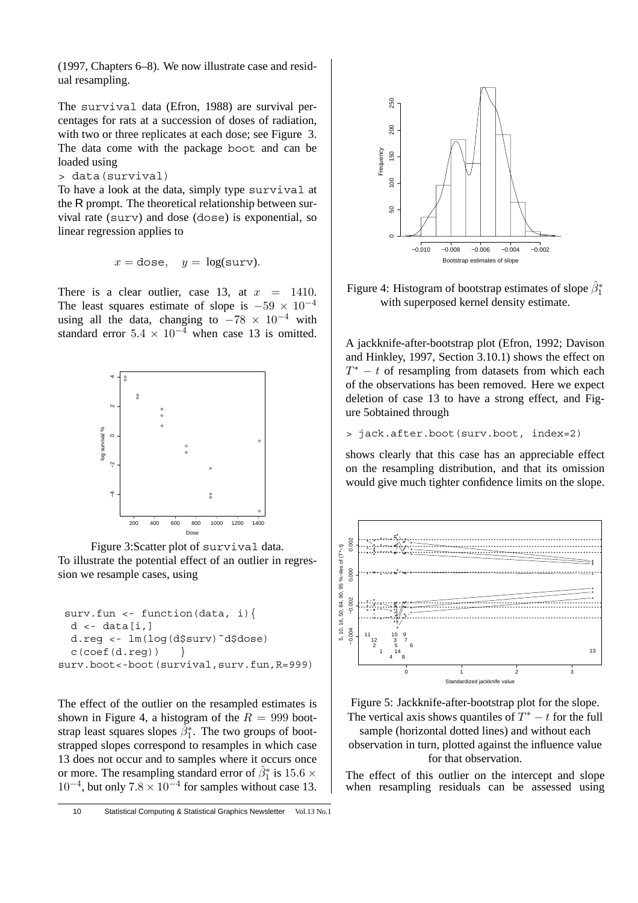(1997, Chapters 6–8). We now illustrate case and residual resampling.

The `survival` data (Efron, 1988) are survival percentages for rats at a succession of doses of radiation, with two or three replicates at each dose; see Figure 3. The data come with the package `boot` and can be loaded using

```
> data(survival)
```

To have a look at the data, simply type `survival` at the R prompt. The theoretical relationship between survival rate (`surv`) and dose (`dose`) is exponential, so linear regression applies to

$$x = \texttt{dose}, \quad y = \log(\texttt{surv}).$$

There is a clear outlier, case 13, at $x = 1410$. The least squares estimate of slope is $-59 \times 10^{-4}$ using all the data, changing to $-78 \times 10^{-4}$ with standard error $5.4 \times 10^{-4}$ when case 13 is omitted.

Figure 3:Scatter plot of `survival` data.

To illustrate the potential effect of an outlier in regression we resample cases, using

```
 surv.fun <- function(data, i){
  d <- data[i,]
  d.reg <- lm(log(d$surv)~d$dose)
  c(coef(d.reg))   }
surv.boot<-boot(survival,surv.fun,R=999)
```

The effect of the outlier on the resampled estimates is shown in Figure 4, a histogram of the $R = 999$ bootstrap least squares slopes $\hat{\beta}_1^*$. The two groups of bootstrapped slopes correspond to resamples in which case 13 does not occur and to samples where it occurs once or more. The resampling standard error of $\hat{\beta}_1^*$ is $15.6 \times 10^{-4}$, but only $7.8 \times 10^{-4}$ for samples without case 13.

Figure 4: Histogram of bootstrap estimates of slope $\hat{\beta}_1^*$ with superposed kernel density estimate.

A jackknife-after-bootstrap plot (Efron, 1992; Davison and Hinkley, 1997, Section 3.10.1) shows the effect on $T^* - t$ of resampling from datasets from which each of the observations has been removed. Here we expect deletion of case 13 to have a strong effect, and Figure 5obtained through

```
> jack.after.boot(surv.boot, index=2)
```

shows clearly that this case has an appreciable effect on the resampling distribution, and that its omission would give much tighter confidence limits on the slope.

Figure 5: Jackknife-after-bootstrap plot for the slope. The vertical axis shows quantiles of $T^* - t$ for the full sample (horizontal dotted lines) and without each observation in turn, plotted against the influence value for that observation.

The effect of this outlier on the intercept and slope when resampling residuals can be assessed using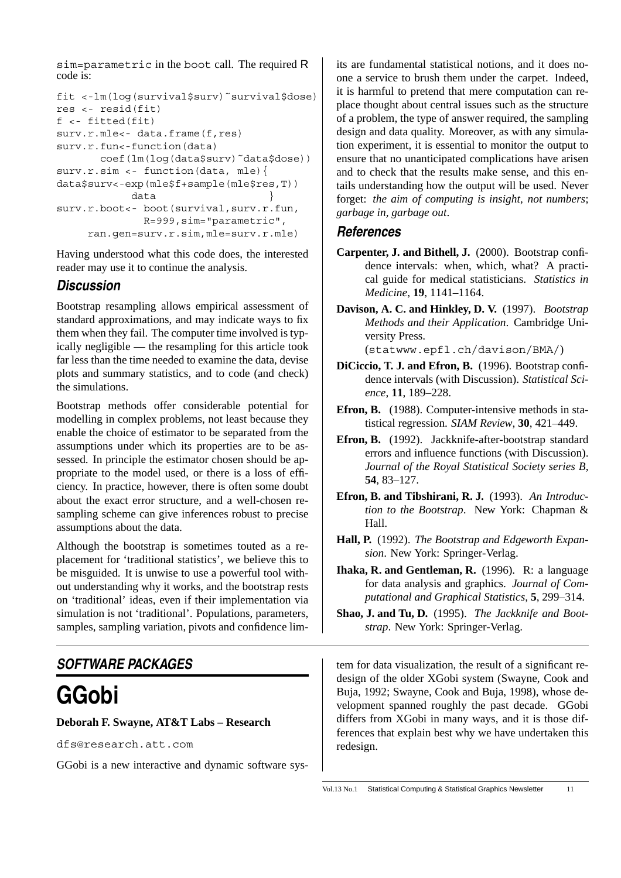sim=parametric in the boot call. The required R code is:

```
fit <-lm(log(survival$surv)~survival$dose)
res <- resid(fit)
f <- fitted(fit)
surv.r.mle<- data.frame(f,res)
surv.r.fun<-function(data)
       coef(lm(log(data$surv)~data$dose))
surv.r.sim <- function(data, mle){
data$surv<-exp(mle$f+sample(mle$res,T))
           data                    }
surv.r.boot<- boot(survival,surv.r.fun,
              R=999,sim="parametric",
     ran.gen=surv.r.sim,mle=surv.r.mle)
```

Having understood what this code does, the interested reader may use it to continue the analysis.

## Discussion

Bootstrap resampling allows empirical assessment of standard approximations, and may indicate ways to fix them when they fail. The computer time involved is typically negligible — the resampling for this article took far less than the time needed to examine the data, devise plots and summary statistics, and to code (and check) the simulations.

Bootstrap methods offer considerable potential for modelling in complex problems, not least because they enable the choice of estimator to be separated from the assumptions under which its properties are to be assessed. In principle the estimator chosen should be appropriate to the model used, or there is a loss of efficiency. In practice, however, there is often some doubt about the exact error structure, and a well-chosen resampling scheme can give inferences robust to precise assumptions about the data.

Although the bootstrap is sometimes touted as a replacement for 'traditional statistics', we believe this to be misguided. It is unwise to use a powerful tool without understanding why it works, and the bootstrap rests on 'traditional' ideas, even if their implementation via simulation is not 'traditional'. Populations, parameters, samples, sampling variation, pivots and confidence limits are fundamental statistical notions, and it does noone a service to brush them under the carpet. Indeed, it is harmful to pretend that mere computation can replace thought about central issues such as the structure of a problem, the type of answer required, the sampling design and data quality. Moreover, as with any simulation experiment, it is essential to monitor the output to ensure that no unanticipated complications have arisen and to check that the results make sense, and this entails understanding how the output will be used. Never forget: *the aim of computing is insight, not numbers*; *garbage in, garbage out*.

## References

**Carpenter, J. and Bithell, J.** (2000). Bootstrap confidence intervals: when, which, what? A practical guide for medical statisticians. *Statistics in Medicine*, **19**, 1141–1164.

**Davison, A. C. and Hinkley, D. V.** (1997). *Bootstrap Methods and their Application*. Cambridge University Press. (statwww.epfl.ch/davison/BMA/)

**DiCiccio, T. J. and Efron, B.** (1996). Bootstrap confidence intervals (with Discussion). *Statistical Science*, **11**, 189–228.

**Efron, B.** (1988). Computer-intensive methods in statistical regression. *SIAM Review*, **30**, 421–449.

**Efron, B.** (1992). Jackknife-after-bootstrap standard errors and influence functions (with Discussion). *Journal of the Royal Statistical Society series B*, **54**, 83–127.

**Efron, B. and Tibshirani, R. J.** (1993). *An Introduction to the Bootstrap*. New York: Chapman & Hall.

**Hall, P.** (1992). *The Bootstrap and Edgeworth Expansion*. New York: Springer-Verlag.

**Ihaka, R. and Gentleman, R.** (1996). R: a language for data analysis and graphics. *Journal of Computational and Graphical Statistics*, **5**, 299–314.

**Shao, J. and Tu, D.** (1995). *The Jackknife and Bootstrap*. New York: Springer-Verlag.

## SOFTWARE PACKAGES

# GGobi

**Deborah F. Swayne, AT&T Labs – Research**

dfs@research.att.com

GGobi is a new interactive and dynamic software system for data visualization, the result of a significant redesign of the older XGobi system (Swayne, Cook and Buja, 1992; Swayne, Cook and Buja, 1998), whose development spanned roughly the past decade. GGobi differs from XGobi in many ways, and it is those differences that explain best why we have undertaken this redesign.